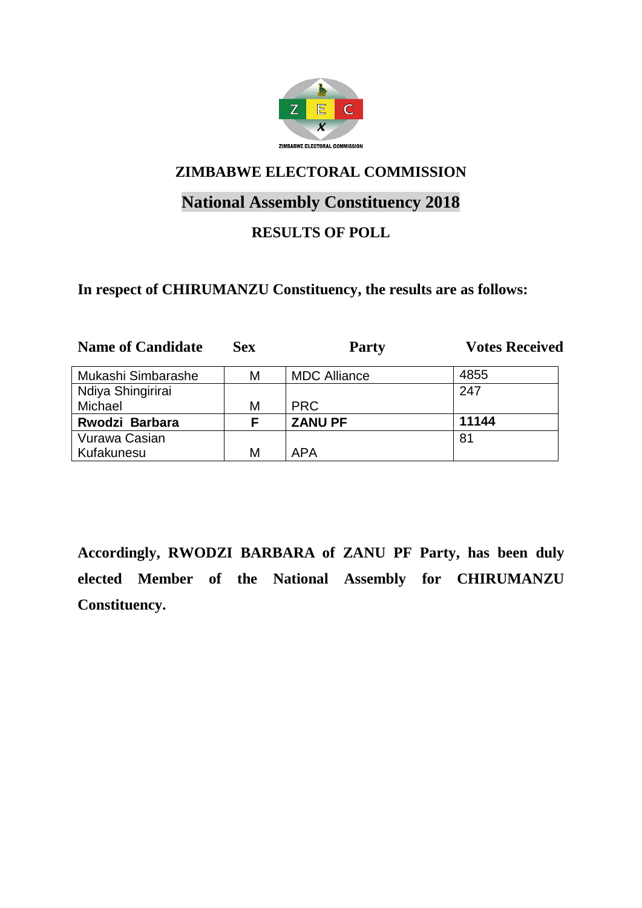# ZIMBABWE ELECTORAL COMMISSION

## National Assembly Constituency 2018

### RESULTS OF POLL

**In respect of CHIRUMANZU Constituency, the results are as follows:**

| Name of Candidate | Sex | Party | Votes Received |
|---|---|---|---|
| Mukashi Simbarashe | M | MDC Alliance | 4855 |
| Ndiya Shingirirai Michael | M | PRC | 247 |
| **Rwodzi Barbara** | **F** | **ZANU PF** | **11144** |
| Vurawa Casian Kufakunesu | M | APA | 81 |

**Accordingly, RWODZI BARBARA of ZANU PF Party, has been duly elected Member of the National Assembly for CHIRUMANZU Constituency.**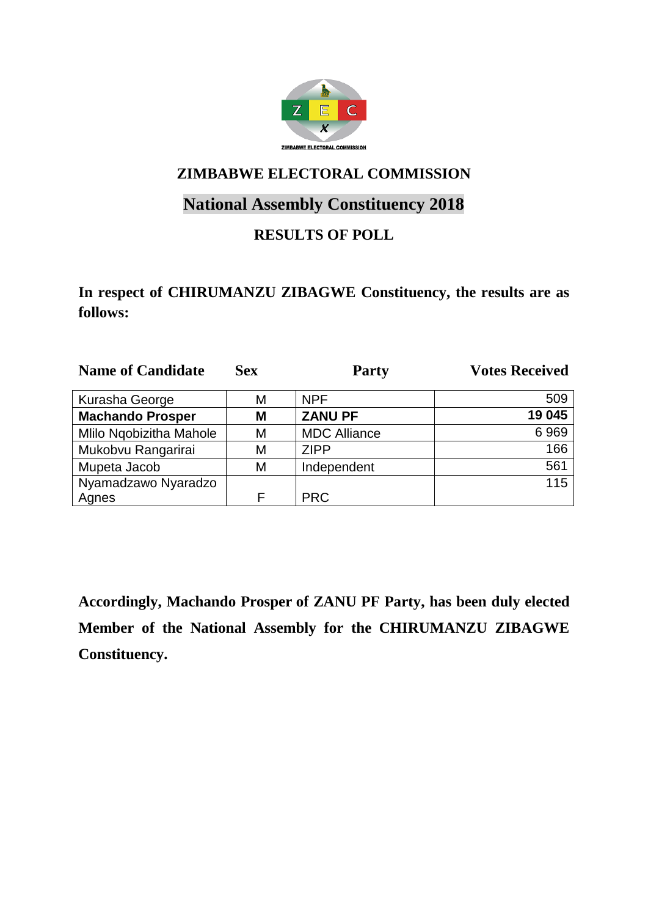# ZIMBABWE ELECTORAL COMMISSION

## National Assembly Constituency 2018

### RESULTS OF POLL

**In respect of CHIRUMANZU ZIBAGWE Constituency, the results are as follows:**

| Name of Candidate | Sex | Party | Votes Received |
|---|---|---|---|
| Kurasha George | M | NPF | 509 |
| **Machando Prosper** | **M** | **ZANU PF** | **19 045** |
| Mlilo Nqobizitha Mahole | M | MDC Alliance | 6 969 |
| Mukobvu Rangarirai | M | ZIPP | 166 |
| Mupeta Jacob | M | Independent | 561 |
| Nyamadzawo Nyaradzo Agnes | F | PRC | 115 |

**Accordingly, Machando Prosper of ZANU PF Party, has been duly elected Member of the National Assembly for the CHIRUMANZU ZIBAGWE Constituency.**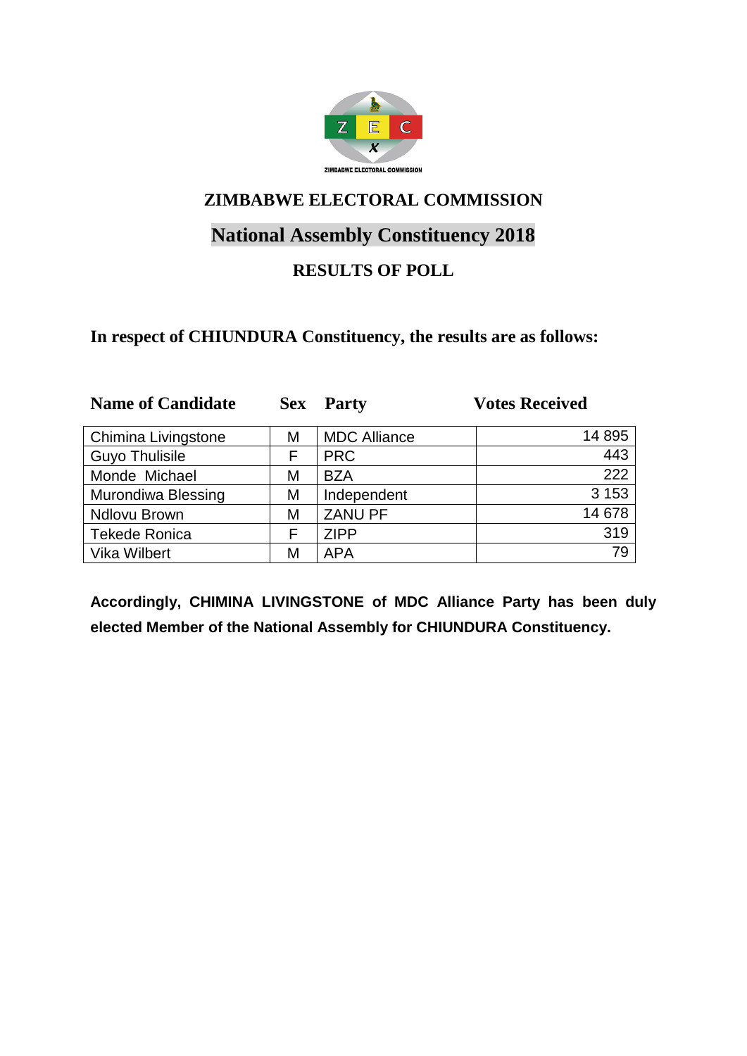# ZIMBABWE ELECTORAL COMMISSION

## National Assembly Constituency 2018

### RESULTS OF POLL

**In respect of CHIUNDURA Constituency, the results are as follows:**

| Name of Candidate | Sex | Party | Votes Received |
|---|---|---|---|
| Chimina Livingstone | M | MDC Alliance | 14 895 |
| Guyo Thulisile | F | PRC | 443 |
| Monde Michael | M | BZA | 222 |
| Murondiwa Blessing | M | Independent | 3 153 |
| Ndlovu Brown | M | ZANU PF | 14 678 |
| Tekede Ronica | F | ZIPP | 319 |
| Vika Wilbert | M | APA | 79 |

**Accordingly, CHIMINA LIVINGSTONE of MDC Alliance Party has been duly elected Member of the National Assembly for CHIUNDURA Constituency.**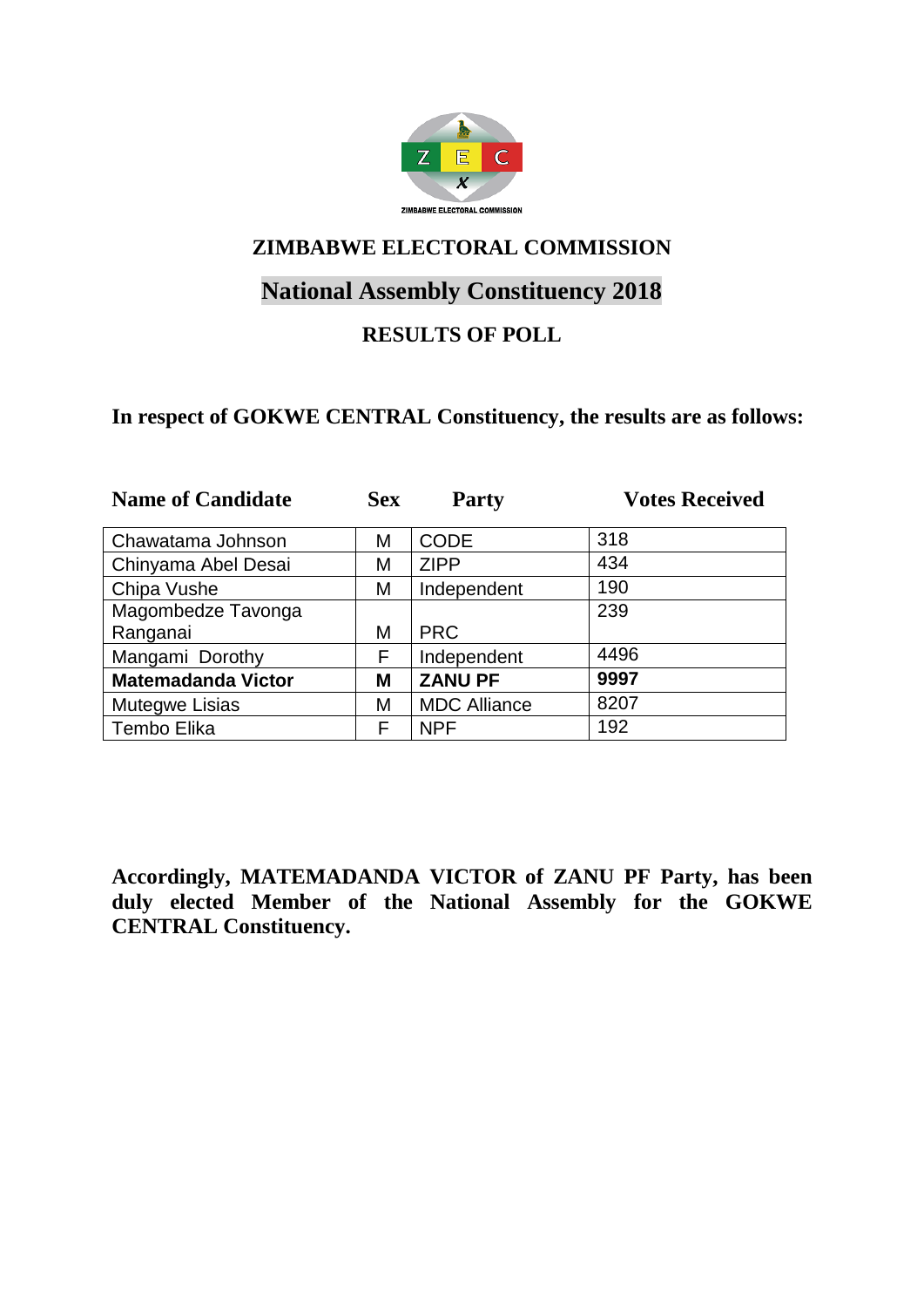## ZIMBABWE ELECTORAL COMMISSION

## National Assembly Constituency 2018

### RESULTS OF POLL

**In respect of GOKWE CENTRAL Constituency, the results are as follows:**

| Name of Candidate | Sex | Party | Votes Received |
|---|---|---|---|
| Chawatama Johnson | M | CODE | 318 |
| Chinyama Abel Desai | M | ZIPP | 434 |
| Chipa Vushe | M | Independent | 190 |
| Magombedze Tavonga Ranganai | M | PRC | 239 |
| Mangami Dorothy | F | Independent | 4496 |
| **Matemadanda Victor** | **M** | **ZANU PF** | **9997** |
| Mutegwe Lisias | M | MDC Alliance | 8207 |
| Tembo Elika | F | NPF | 192 |

**Accordingly, MATEMADANDA VICTOR of ZANU PF Party, has been duly elected Member of the National Assembly for the GOKWE CENTRAL Constituency.**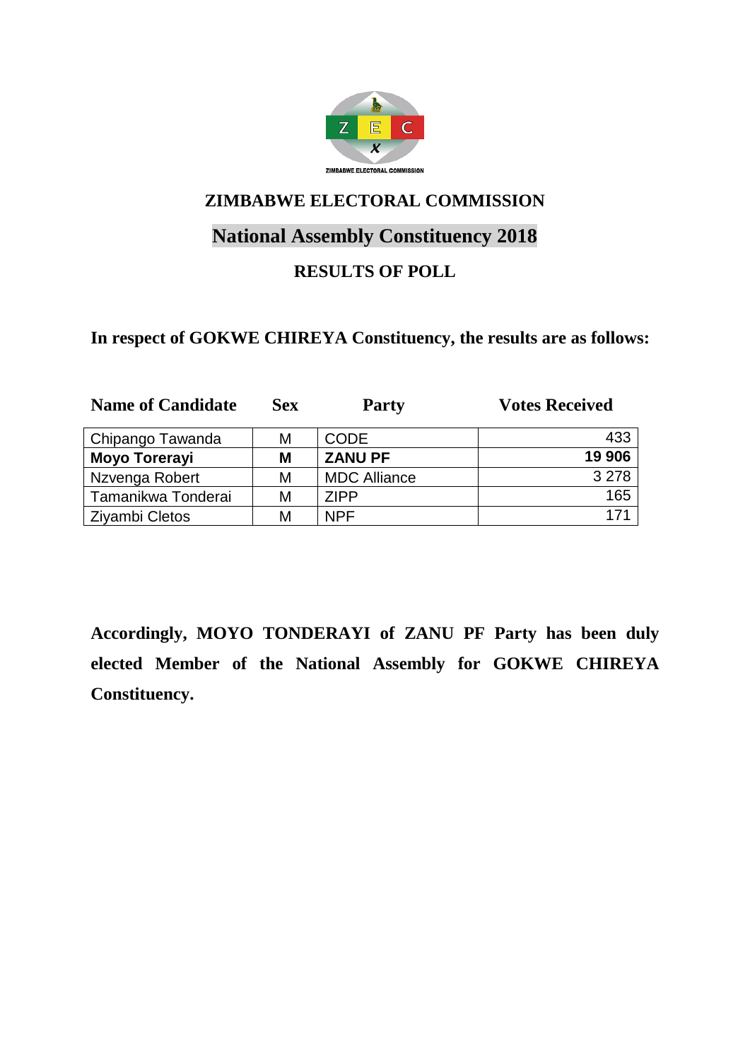## ZIMBABWE ELECTORAL COMMISSION

## National Assembly Constituency 2018

### RESULTS OF POLL

**In respect of GOKWE CHIREYA Constituency, the results are as follows:**

| Name of Candidate | Sex | Party | Votes Received |
|---|---|---|---|
| Chipango Tawanda | M | CODE | 433 |
| **Moyo Torerayi** | **M** | **ZANU PF** | **19 906** |
| Nzvenga Robert | M | MDC Alliance | 3 278 |
| Tamanikwa Tonderai | M | ZIPP | 165 |
| Ziyambi Cletos | M | NPF | 171 |

**Accordingly, MOYO TONDERAYI of ZANU PF Party has been duly elected Member of the National Assembly for GOKWE CHIREYA Constituency.**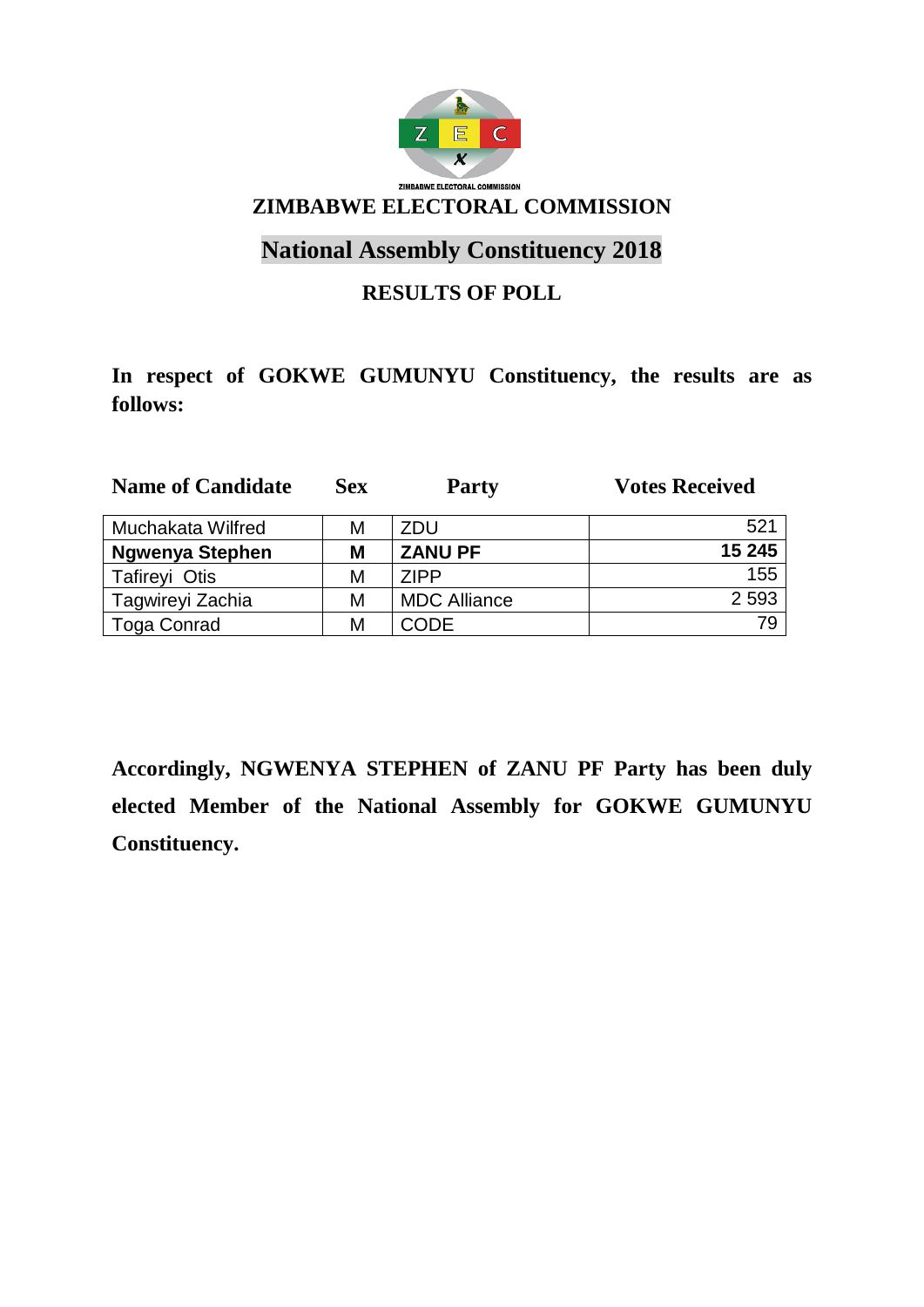ZIMBABWE ELECTORAL COMMISSION

# ZIMBABWE ELECTORAL COMMISSION

## National Assembly Constituency 2018

### RESULTS OF POLL

**In respect of GOKWE GUMUNYU Constituency, the results are as follows:**

| Name of Candidate | Sex | Party | Votes Received |
|---|---|---|---|
| Muchakata Wilfred | M | ZDU | 521 |
| **Ngwenya Stephen** | **M** | **ZANU PF** | **15 245** |
| Tafireyi Otis | M | ZIPP | 155 |
| Tagwireyi Zachia | M | MDC Alliance | 2 593 |
| Toga Conrad | M | CODE | 79 |

**Accordingly, NGWENYA STEPHEN of ZANU PF Party has been duly elected Member of the National Assembly for GOKWE GUMUNYU Constituency.**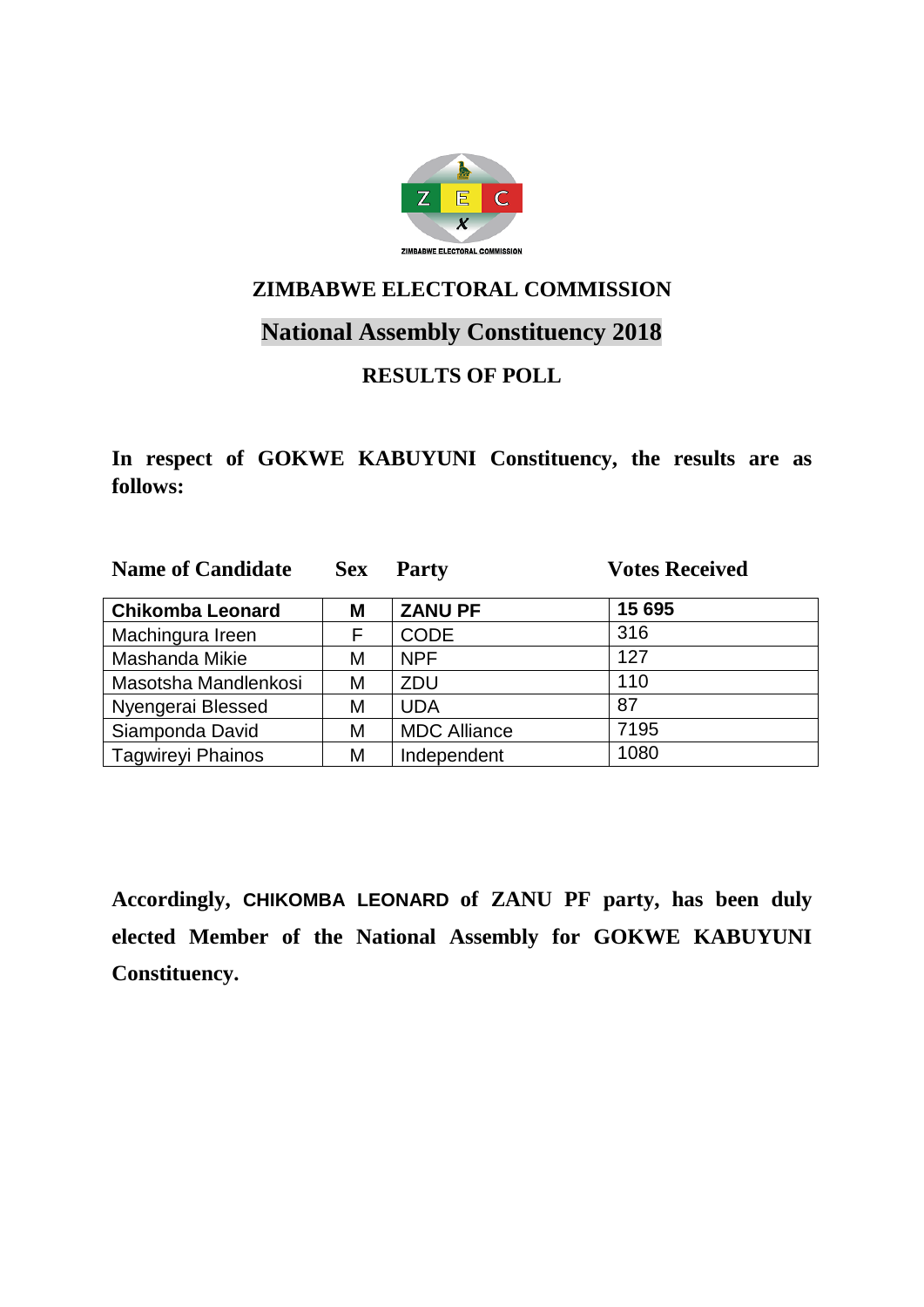ZIMBABWE ELECTORAL COMMISSION

# ZIMBABWE ELECTORAL COMMISSION

## National Assembly Constituency 2018

### RESULTS OF POLL

**In respect of GOKWE KABUYUNI Constituency, the results are as follows:**

| Name of Candidate | Sex | Party | Votes Received |
|---|---|---|---|
| **Chikomba Leonard** | **M** | **ZANU PF** | **15 695** |
| Machingura Ireen | F | CODE | 316 |
| Mashanda Mikie | M | NPF | 127 |
| Masotsha Mandlenkosi | M | ZDU | 110 |
| Nyengerai Blessed | M | UDA | 87 |
| Siamponda David | M | MDC Alliance | 7195 |
| Tagwireyi Phainos | M | Independent | 1080 |

**Accordingly, CHIKOMBA LEONARD of ZANU PF party, has been duly elected Member of the National Assembly for GOKWE KABUYUNI Constituency.**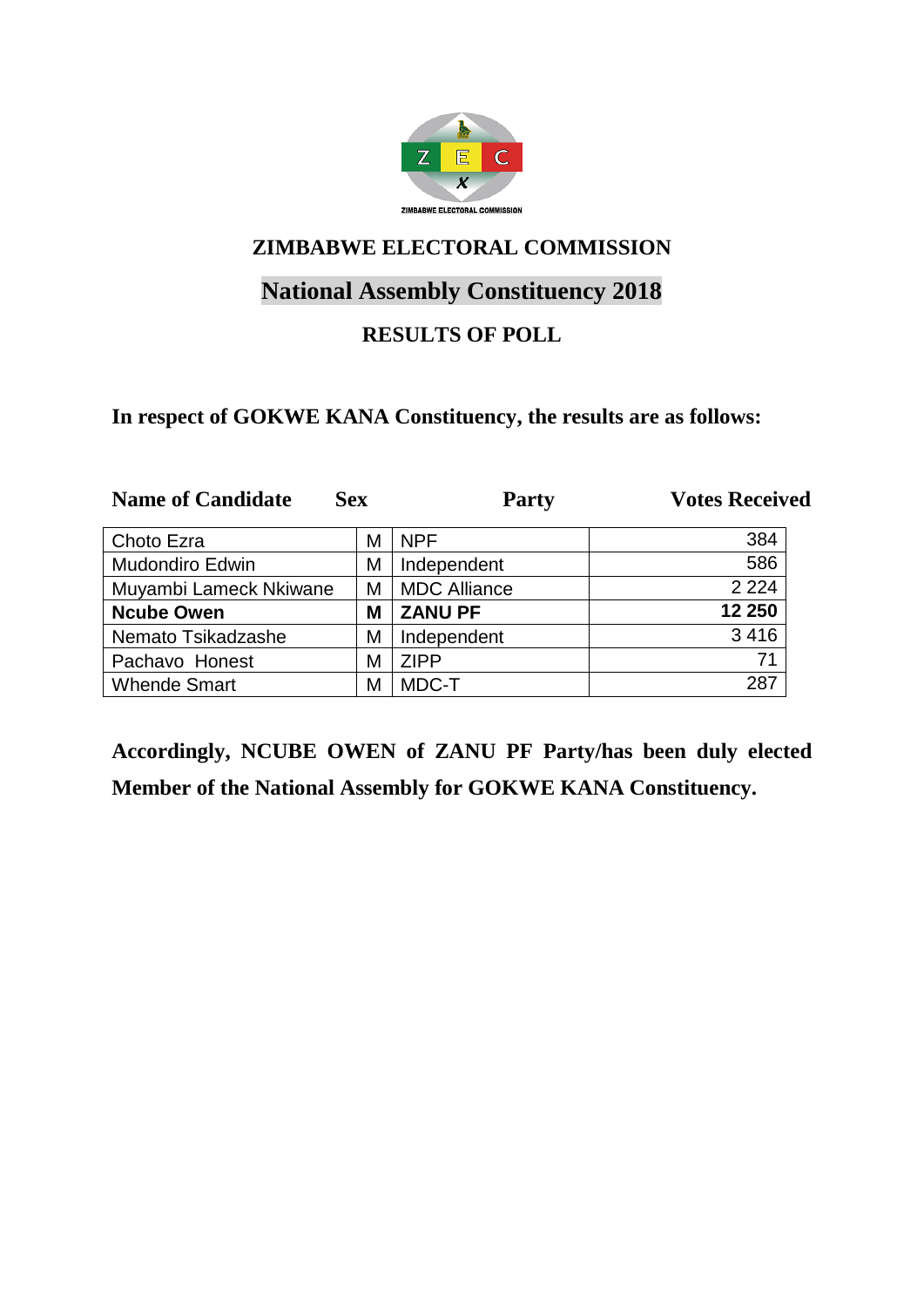## ZIMBABWE ELECTORAL COMMISSION

## National Assembly Constituency 2018

### RESULTS OF POLL

**In respect of GOKWE KANA Constituency, the results are as follows:**

| Name of Candidate | Sex | Party | Votes Received |
|---|---|---|---|
| Choto Ezra | M | NPF | 384 |
| Mudondiro Edwin | M | Independent | 586 |
| Muyambi Lameck Nkiwane | M | MDC Alliance | 2 224 |
| **Ncube Owen** | **M** | **ZANU PF** | **12 250** |
| Nemato Tsikadzashe | M | Independent | 3 416 |
| Pachavo Honest | M | ZIPP | 71 |
| Whende Smart | M | MDC-T | 287 |

**Accordingly, NCUBE OWEN of ZANU PF Party/has been duly elected Member of the National Assembly for GOKWE KANA Constituency.**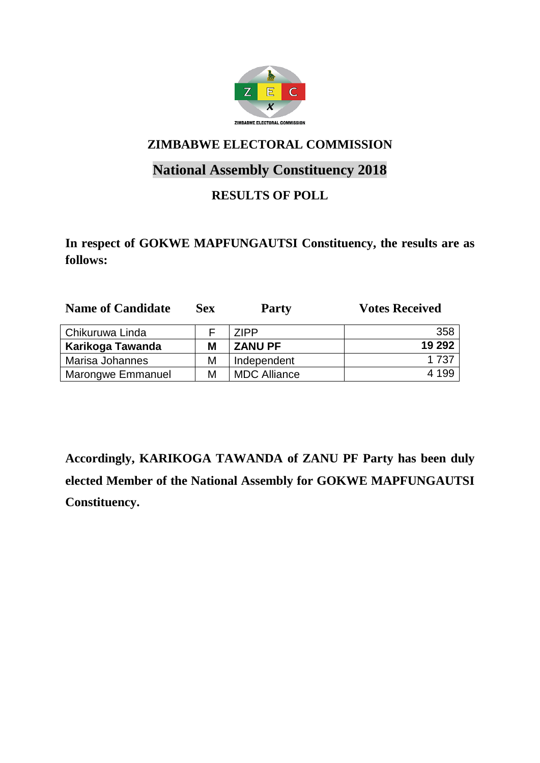ZIMBABWE ELECTORAL COMMISSION

# ZIMBABWE ELECTORAL COMMISSION

## National Assembly Constituency 2018

### RESULTS OF POLL

**In respect of GOKWE MAPFUNGAUTSI Constituency, the results are as follows:**

| Name of Candidate | Sex | Party | Votes Received |
|---|---|---|---|
| Chikuruwa Linda | F | ZIPP | 358 |
| **Karikoga Tawanda** | **M** | **ZANU PF** | **19 292** |
| Marisa Johannes | M | Independent | 1 737 |
| Marongwe Emmanuel | M | MDC Alliance | 4 199 |

**Accordingly, KARIKOGA TAWANDA of ZANU PF Party has been duly elected Member of the National Assembly for GOKWE MAPFUNGAUTSI Constituency.**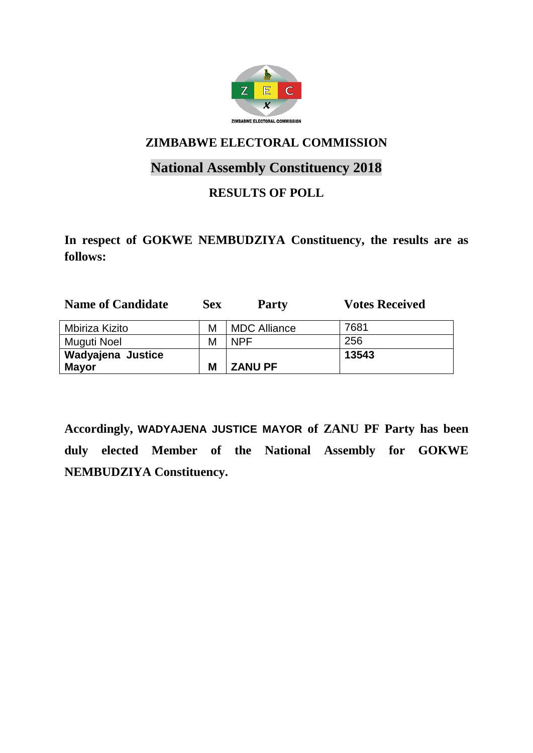ZIMBABWE ELECTORAL COMMISSION

# ZIMBABWE ELECTORAL COMMISSION

## National Assembly Constituency 2018

### RESULTS OF POLL

**In respect of GOKWE NEMBUDZIYA Constituency, the results are as follows:**

| Name of Candidate | Sex | Party | Votes Received |
|---|---|---|---|
| Mbiriza Kizito | M | MDC Alliance | 7681 |
| Muguti Noel | M | NPF | 256 |
| **Wadyajena Justice Mayor** | **M** | **ZANU PF** | **13543** |

**Accordingly, WADYAJENA JUSTICE MAYOR of ZANU PF Party has been duly elected Member of the National Assembly for GOKWE NEMBUDZIYA Constituency.**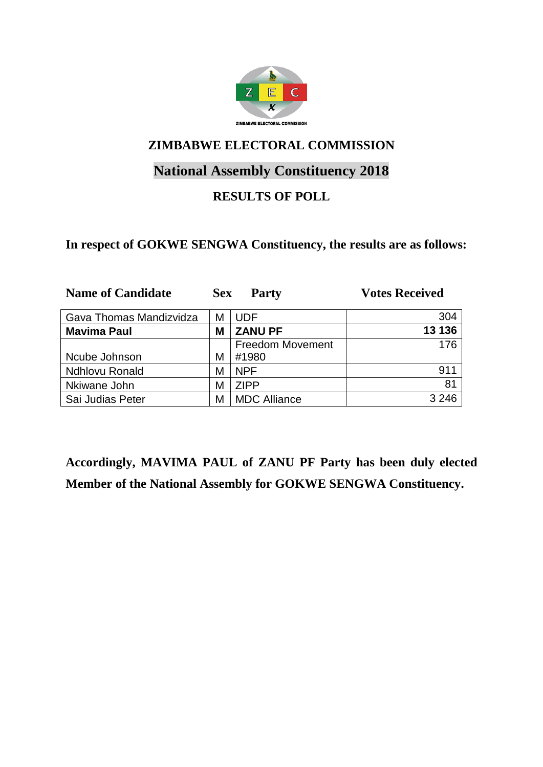ZIMBABWE ELECTORAL COMMISSION

# ZIMBABWE ELECTORAL COMMISSION

## National Assembly Constituency 2018

### RESULTS OF POLL

**In respect of GOKWE SENGWA Constituency, the results are as follows:**

| Name of Candidate | Sex | Party | Votes Received |
|---|---|---|---|
| Gava Thomas Mandizvidza | M | UDF | 304 |
| **Mavima Paul** | **M** | **ZANU PF** | **13 136** |
| Ncube Johnson | M | Freedom Movement #1980 | 176 |
| Ndhlovu Ronald | M | NPF | 911 |
| Nkiwane John | M | ZIPP | 81 |
| Sai Judias Peter | M | MDC Alliance | 3 246 |

**Accordingly, MAVIMA PAUL of ZANU PF Party has been duly elected Member of the National Assembly for GOKWE SENGWA Constituency.**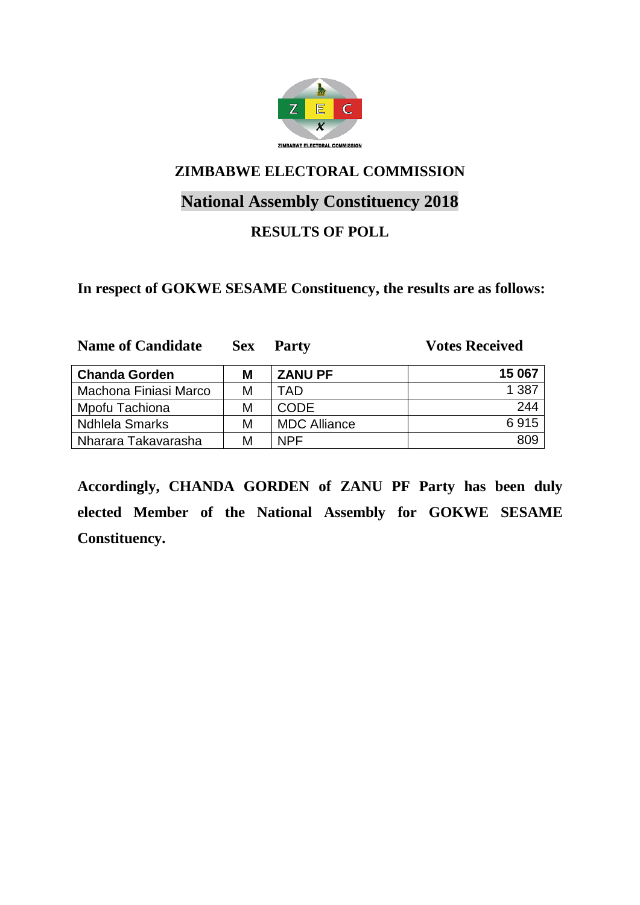ZIMBABWE ELECTORAL COMMISSION

# ZIMBABWE ELECTORAL COMMISSION

## National Assembly Constituency 2018

### RESULTS OF POLL

**In respect of GOKWE SESAME Constituency, the results are as follows:**

| Name of Candidate | Sex | Party | Votes Received |
|---|---|---|---|
| **Chanda Gorden** | **M** | **ZANU PF** | **15 067** |
| Machona Finiasi Marco | M | TAD | 1 387 |
| Mpofu Tachiona | M | CODE | 244 |
| Ndhlela Smarks | M | MDC Alliance | 6 915 |
| Nharara Takavarasha | M | NPF | 809 |

**Accordingly, CHANDA GORDEN of ZANU PF Party has been duly elected Member of the National Assembly for GOKWE SESAME Constituency.**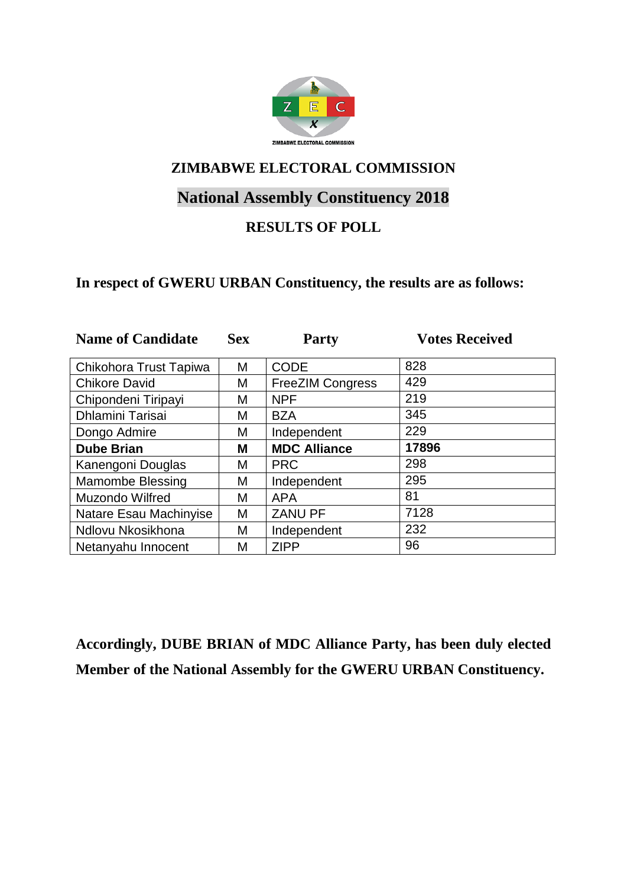## ZIMBABWE ELECTORAL COMMISSION

## National Assembly Constituency 2018

### RESULTS OF POLL

**In respect of GWERU URBAN Constituency, the results are as follows:**

| Name of Candidate | Sex | Party | Votes Received |
|---|---|---|---|
| Chikohora Trust Tapiwa | M | CODE | 828 |
| Chikore David | M | FreeZIM Congress | 429 |
| Chipondeni Tiripayi | M | NPF | 219 |
| Dhlamini Tarisai | M | BZA | 345 |
| Dongo Admire | M | Independent | 229 |
| **Dube Brian** | **M** | **MDC Alliance** | **17896** |
| Kanengoni Douglas | M | PRC | 298 |
| Mamombe Blessing | M | Independent | 295 |
| Muzondo Wilfred | M | APA | 81 |
| Natare Esau Machinyise | M | ZANU PF | 7128 |
| Ndlovu Nkosikhona | M | Independent | 232 |
| Netanyahu Innocent | M | ZIPP | 96 |

**Accordingly, DUBE BRIAN of MDC Alliance Party, has been duly elected Member of the National Assembly for the GWERU URBAN Constituency.**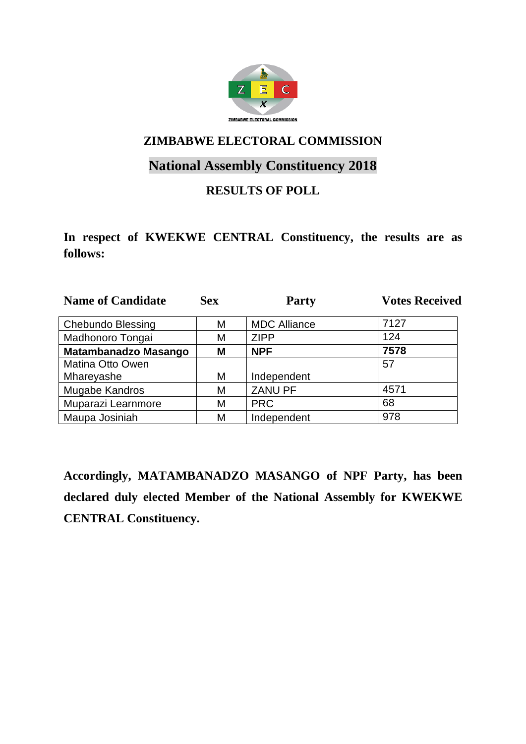## ZIMBABWE ELECTORAL COMMISSION

## National Assembly Constituency 2018

### RESULTS OF POLL

**In respect of KWEKWE CENTRAL Constituency, the results are as follows:**

| Name of Candidate | Sex | Party | Votes Received |
|---|---|---|---|
| Chebundo Blessing | M | MDC Alliance | 7127 |
| Madhonoro Tongai | M | ZIPP | 124 |
| **Matambanadzo Masango** | **M** | **NPF** | **7578** |
| Matina Otto Owen Mhareyashe | M | Independent | 57 |
| Mugabe Kandros | M | ZANU PF | 4571 |
| Muparazi Learnmore | M | PRC | 68 |
| Maupa Josiniah | M | Independent | 978 |

**Accordingly, MATAMBANADZO MASANGO of NPF Party, has been declared duly elected Member of the National Assembly for KWEKWE CENTRAL Constituency.**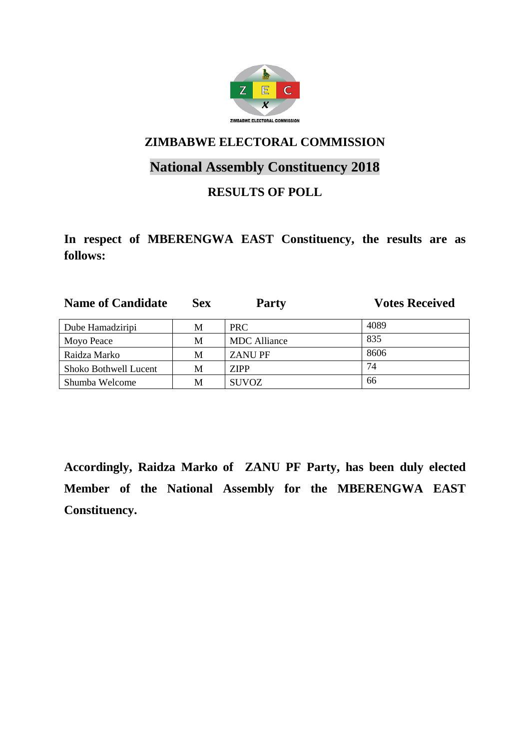ZIMBABWE ELECTORAL COMMISSION

# ZIMBABWE ELECTORAL COMMISSION

## National Assembly Constituency 2018

### RESULTS OF POLL

**In respect of MBERENGWA EAST Constituency, the results are as follows:**

| Name of Candidate | Sex | Party | Votes Received |
|---|---|---|---|
| Dube Hamadziripi | M | PRC | 4089 |
| Moyo Peace | M | MDC Alliance | 835 |
| Raidza Marko | M | ZANU PF | 8606 |
| Shoko Bothwell Lucent | M | ZIPP | 74 |
| Shumba Welcome | M | SUVOZ | 66 |

**Accordingly, Raidza Marko of ZANU PF Party, has been duly elected Member of the National Assembly for the MBERENGWA EAST Constituency.**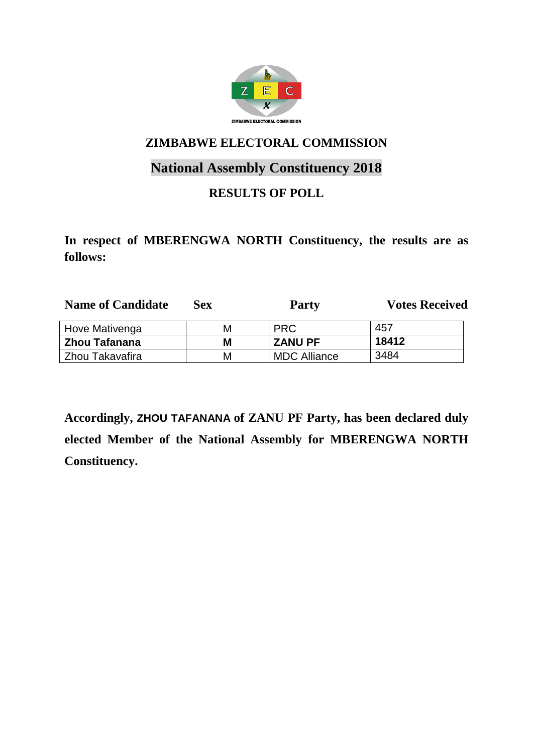## ZIMBABWE ELECTORAL COMMISSION

## National Assembly Constituency 2018

### RESULTS OF POLL

**In respect of MBERENGWA NORTH Constituency, the results are as follows:**

| Name of Candidate | Sex | Party | Votes Received |
|---|---|---|---|
| Hove Mativenga | M | PRC | 457 |
| **Zhou Tafanana** | **M** | **ZANU PF** | **18412** |
| Zhou Takavafira | M | MDC Alliance | 3484 |

**Accordingly, ZHOU TAFANANA of ZANU PF Party, has been declared duly elected Member of the National Assembly for MBERENGWA NORTH Constituency.**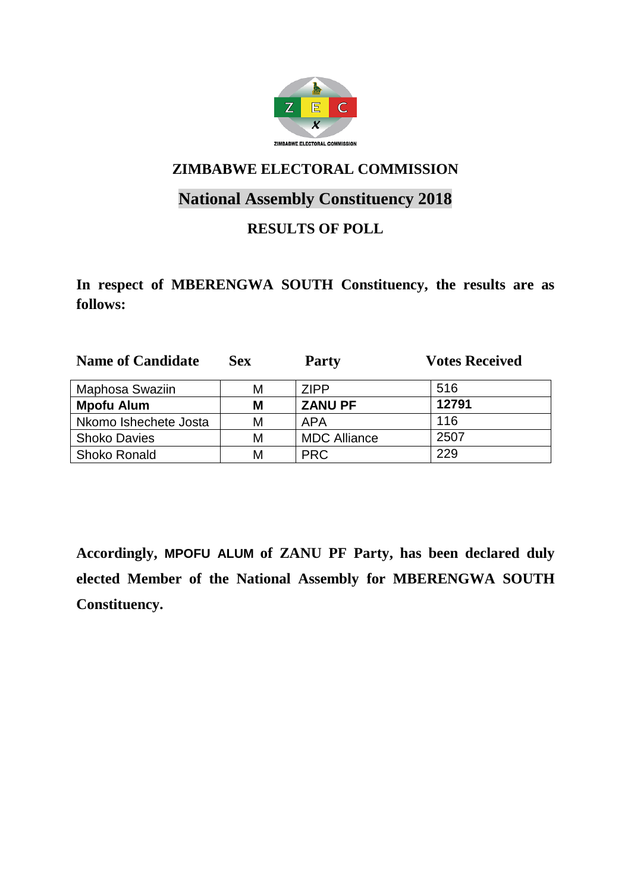ZIMBABWE ELECTORAL COMMISSION

# ZIMBABWE ELECTORAL COMMISSION

## National Assembly Constituency 2018

### RESULTS OF POLL

**In respect of MBERENGWA SOUTH Constituency, the results are as follows:**

| Name of Candidate | Sex | Party | Votes Received |
|---|---|---|---|
| Maphosa Swaziin | M | ZIPP | 516 |
| **Mpofu Alum** | **M** | **ZANU PF** | **12791** |
| Nkomo Ishechete Josta | M | APA | 116 |
| Shoko Davies | M | MDC Alliance | 2507 |
| Shoko Ronald | M | PRC | 229 |

**Accordingly, MPOFU ALUM of ZANU PF Party, has been declared duly elected Member of the National Assembly for MBERENGWA SOUTH Constituency.**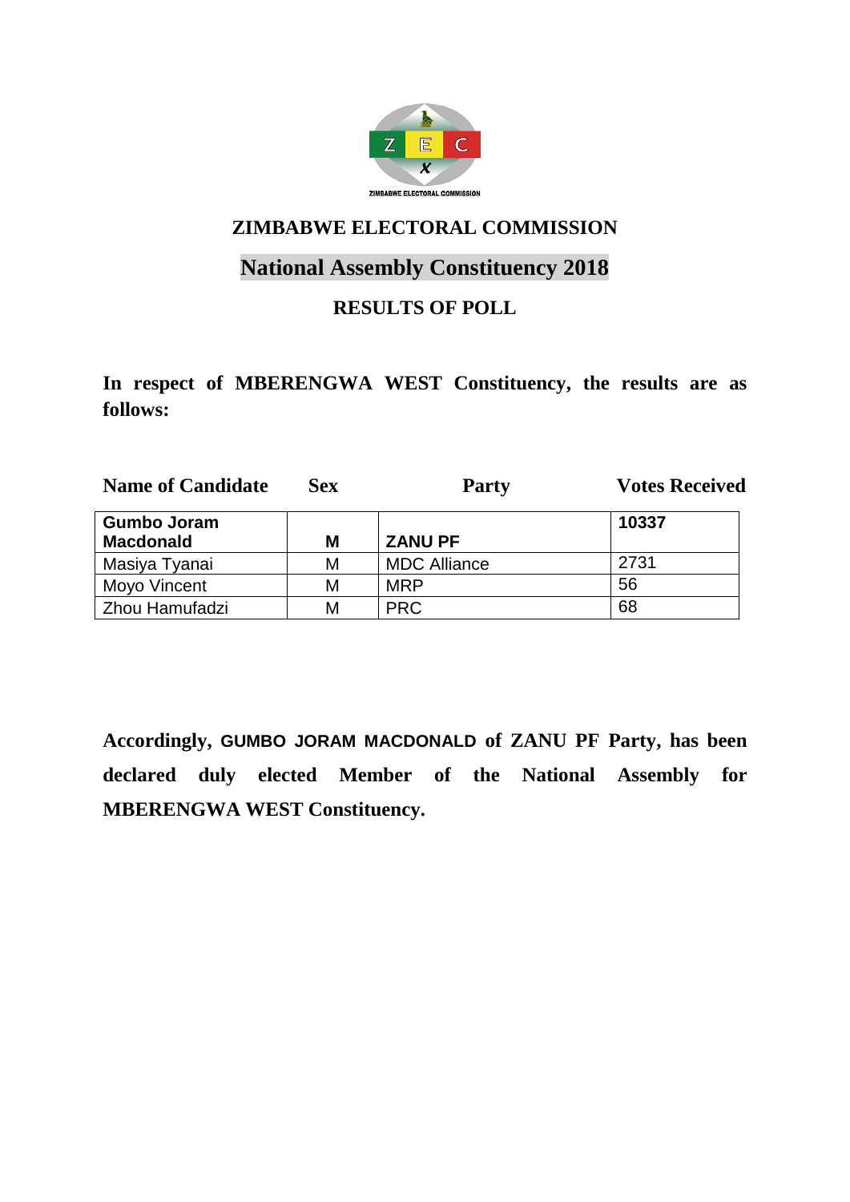ZIMBABWE ELECTORAL COMMISSION

# ZIMBABWE ELECTORAL COMMISSION

## National Assembly Constituency 2018

### RESULTS OF POLL

**In respect of MBERENGWA WEST Constituency, the results are as follows:**

| Name of Candidate | Sex | Party | Votes Received |
|---|---|---|---|
| **Gumbo Joram Macdonald** | **M** | **ZANU PF** | **10337** |
| Masiya Tyanai | M | MDC Alliance | 2731 |
| Moyo Vincent | M | MRP | 56 |
| Zhou Hamufadzi | M | PRC | 68 |

**Accordingly, GUMBO JORAM MACDONALD of ZANU PF Party, has been declared duly elected Member of the National Assembly for MBERENGWA WEST Constituency.**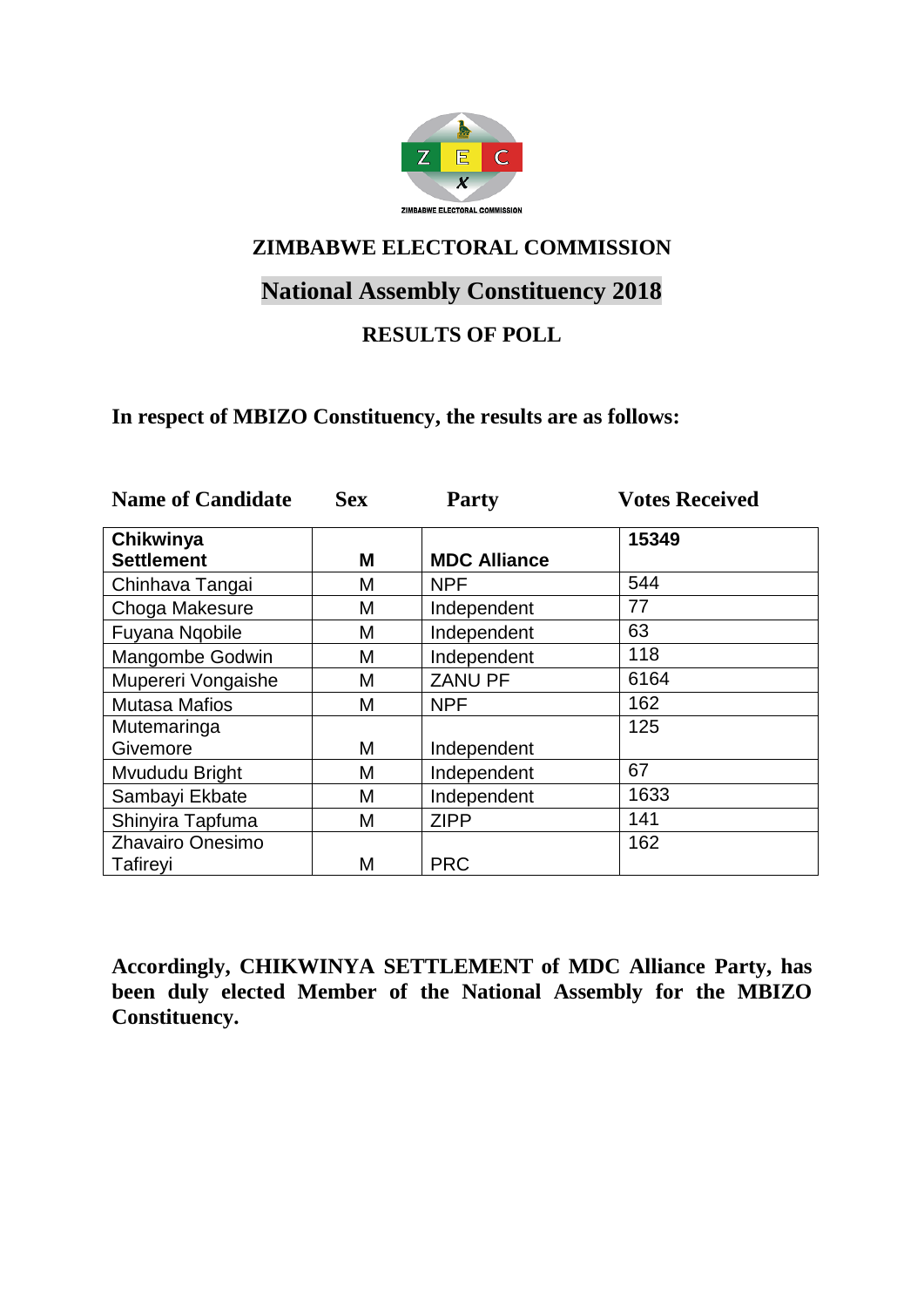# ZIMBABWE ELECTORAL COMMISSION

## National Assembly Constituency 2018

### RESULTS OF POLL

**In respect of MBIZO Constituency, the results are as follows:**

| Name of Candidate | Sex | Party | Votes Received |
|---|---|---|---|
| **Chikwinya Settlement** | **M** | **MDC Alliance** | **15349** |
| Chinhava Tangai | M | NPF | 544 |
| Choga Makesure | M | Independent | 77 |
| Fuyana Nqobile | M | Independent | 63 |
| Mangombe Godwin | M | Independent | 118 |
| Mupereri Vongaishe | M | ZANU PF | 6164 |
| Mutasa Mafios | M | NPF | 162 |
| Mutemaringa Givemore | M | Independent | 125 |
| Mvududu Bright | M | Independent | 67 |
| Sambayi Ekbate | M | Independent | 1633 |
| Shinyira Tapfuma | M | ZIPP | 141 |
| Zhavairo Onesimo Tafireyi | M | PRC | 162 |

**Accordingly, CHIKWINYA SETTLEMENT of MDC Alliance Party, has been duly elected Member of the National Assembly for the MBIZO Constituency.**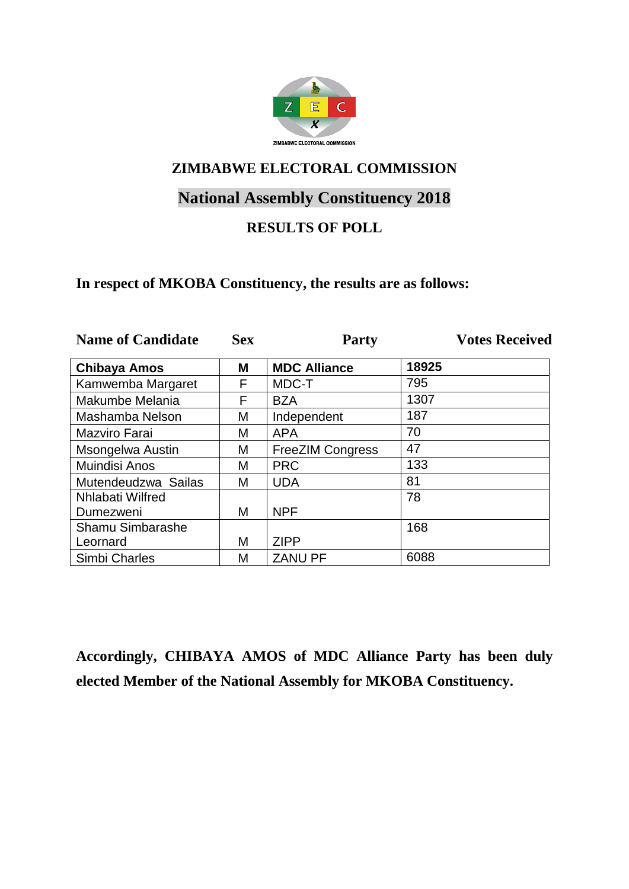ZIMBABWE ELECTORAL COMMISSION

# ZIMBABWE ELECTORAL COMMISSION

## National Assembly Constituency 2018

### RESULTS OF POLL

**In respect of MKOBA Constituency, the results are as follows:**

| Name of Candidate | Sex | Party | Votes Received |
|---|---|---|---|
| **Chibaya Amos** | **M** | **MDC Alliance** | **18925** |
| Kamwemba Margaret | F | MDC-T | 795 |
| Makumbe Melania | F | BZA | 1307 |
| Mashamba Nelson | M | Independent | 187 |
| Mazviro Farai | M | APA | 70 |
| Msongelwa Austin | M | FreeZIM Congress | 47 |
| Muindisi Anos | M | PRC | 133 |
| Mutendeudzwa Sailas | M | UDA | 81 |
| Nhlabati Wilfred Dumezweni | M | NPF | 78 |
| Shamu Simbarashe Leornard | M | ZIPP | 168 |
| Simbi Charles | M | ZANU PF | 6088 |

**Accordingly, CHIBAYA AMOS of MDC Alliance Party has been duly elected Member of the National Assembly for MKOBA Constituency.**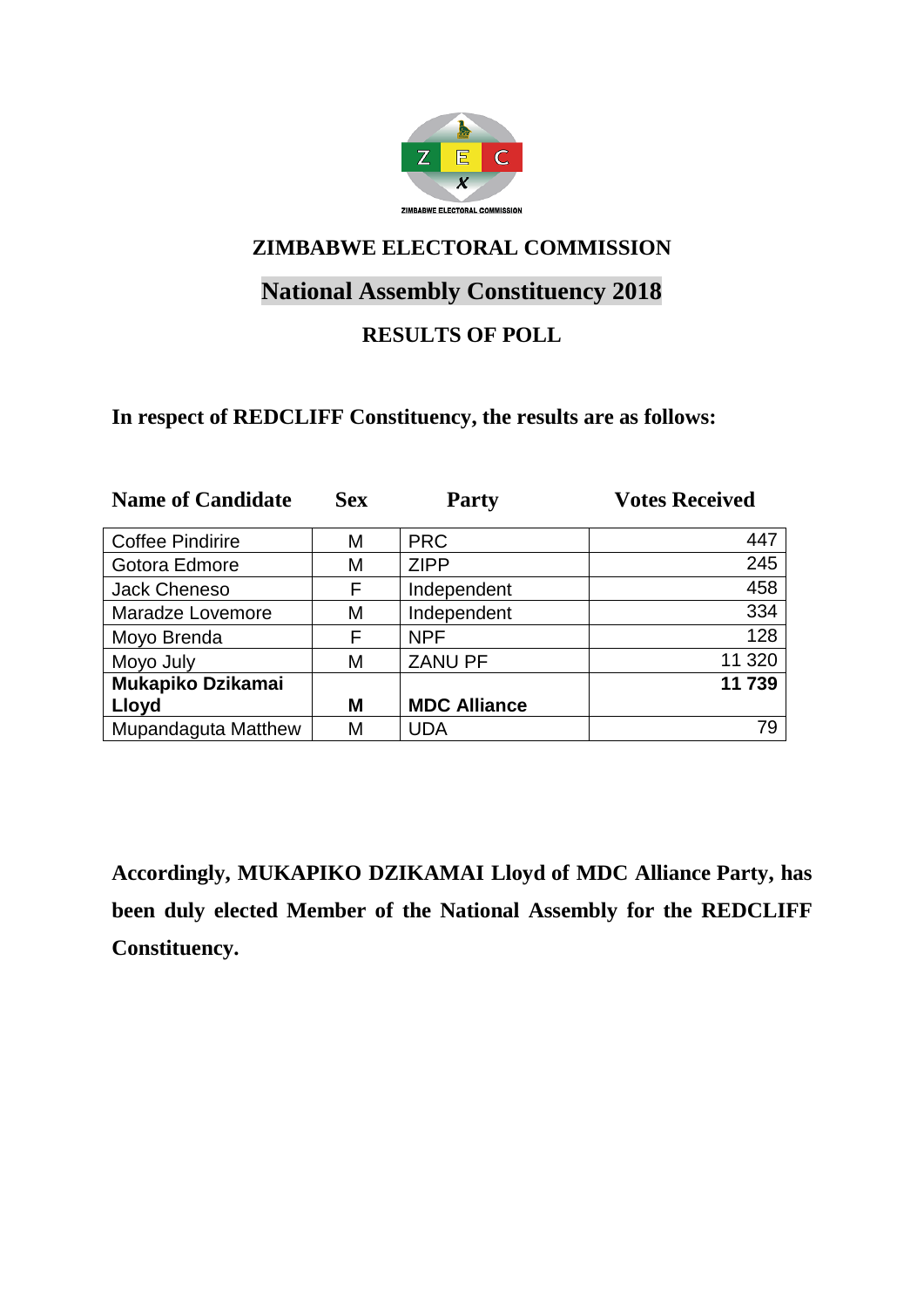# ZIMBABWE ELECTORAL COMMISSION

## National Assembly Constituency 2018

### RESULTS OF POLL

**In respect of REDCLIFF Constituency, the results are as follows:**

| Name of Candidate | Sex | Party | Votes Received |
|---|---|---|---|
| Coffee Pindirire | M | PRC | 447 |
| Gotora Edmore | M | ZIPP | 245 |
| Jack Cheneso | F | Independent | 458 |
| Maradze Lovemore | M | Independent | 334 |
| Moyo Brenda | F | NPF | 128 |
| Moyo July | M | ZANU PF | 11 320 |
| **Mukapiko Dzikamai Lloyd** | **M** | **MDC Alliance** | **11 739** |
| Mupandaguta Matthew | M | UDA | 79 |

**Accordingly, MUKAPIKO DZIKAMAI Lloyd of MDC Alliance Party, has been duly elected Member of the National Assembly for the REDCLIFF Constituency.**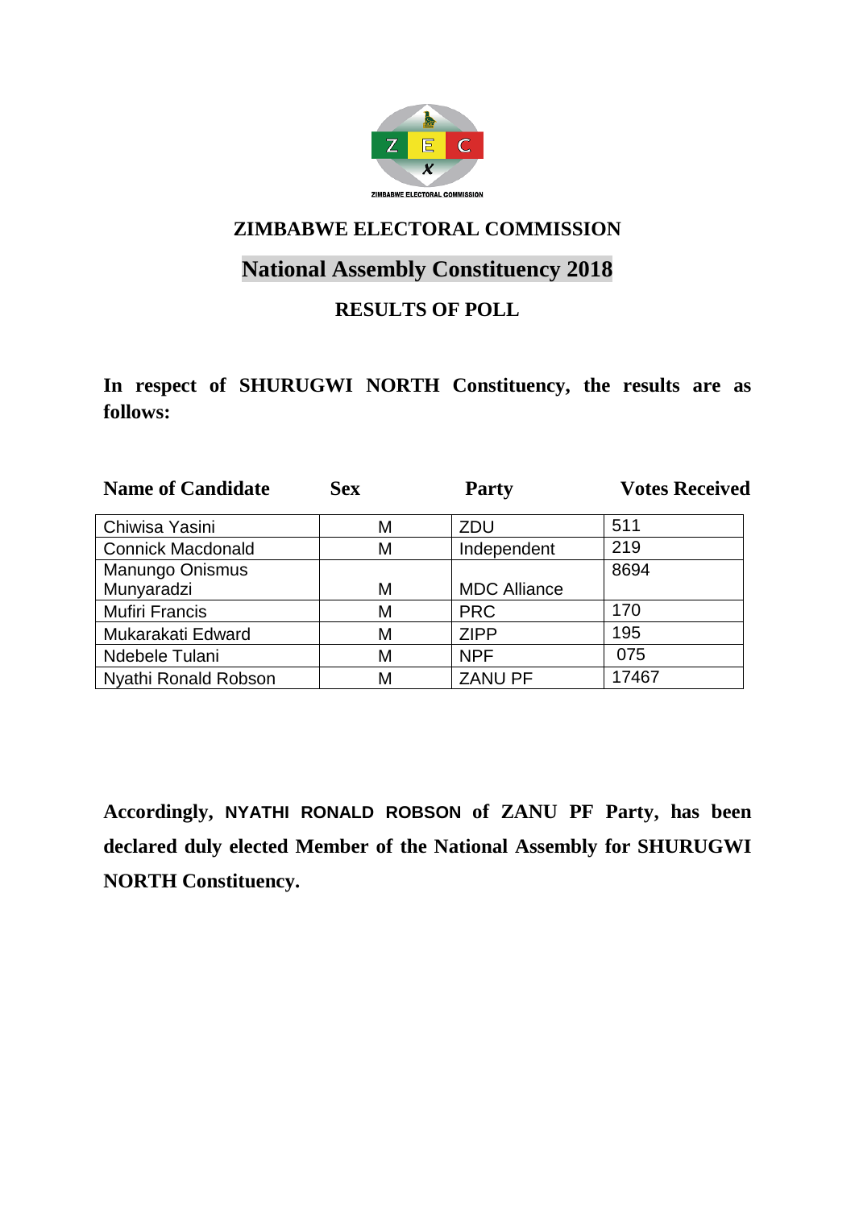# ZIMBABWE ELECTORAL COMMISSION

## National Assembly Constituency 2018

### RESULTS OF POLL

**In respect of SHURUGWI NORTH Constituency, the results are as follows:**

| Name of Candidate | Sex | Party | Votes Received |
|---|---|---|---|
| Chiwisa Yasini | M | ZDU | 511 |
| Connick Macdonald | M | Independent | 219 |
| Manungo Onismus Munyaradzi | M | MDC Alliance | 8694 |
| Mufiri Francis | M | PRC | 170 |
| Mukarakati Edward | M | ZIPP | 195 |
| Ndebele Tulani | M | NPF | 075 |
| Nyathi Ronald Robson | M | ZANU PF | 17467 |

**Accordingly, NYATHI RONALD ROBSON of ZANU PF Party, has been declared duly elected Member of the National Assembly for SHURUGWI NORTH Constituency.**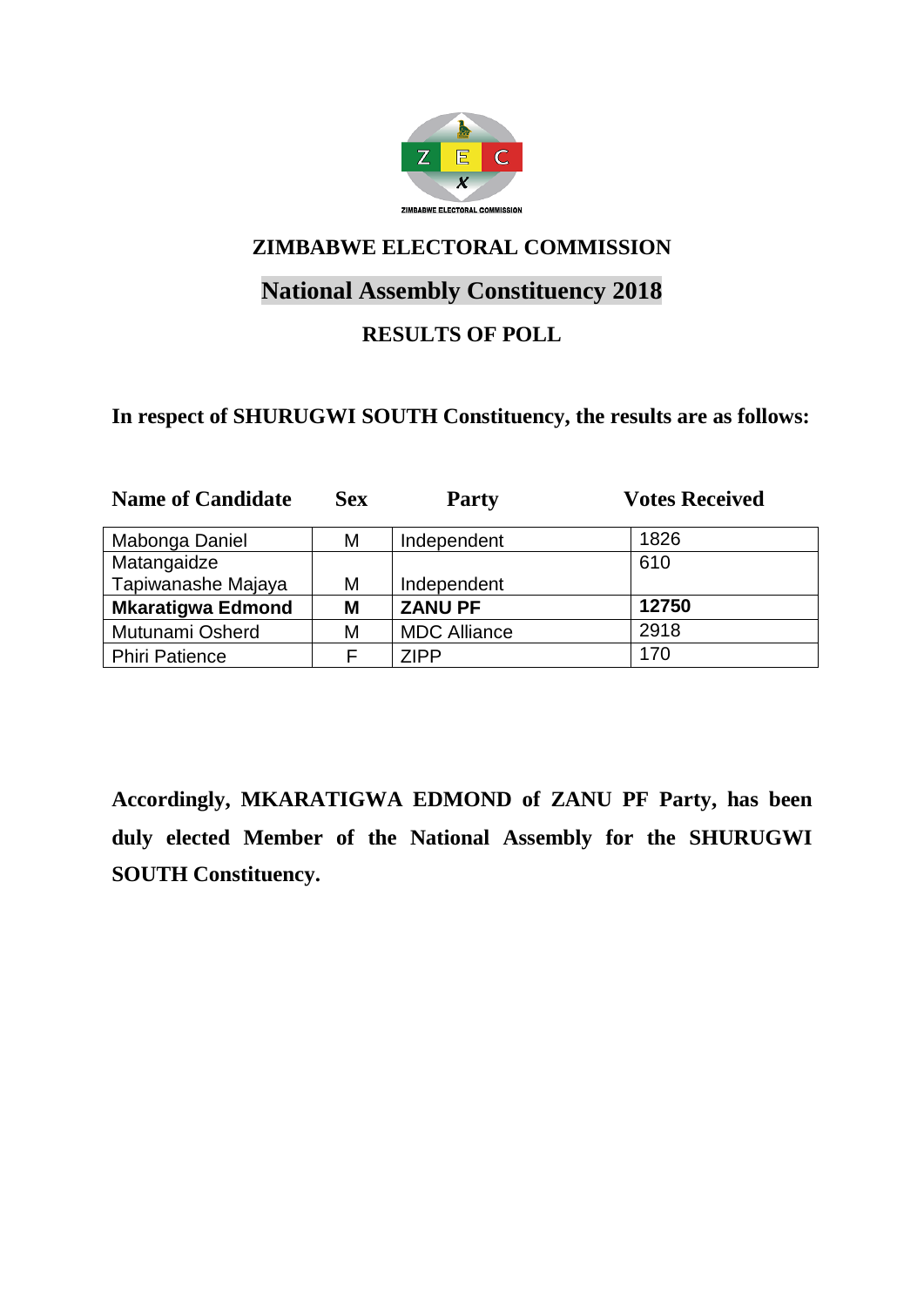ZIMBABWE ELECTORAL COMMISSION

# ZIMBABWE ELECTORAL COMMISSION

## National Assembly Constituency 2018

### RESULTS OF POLL

**In respect of SHURUGWI SOUTH Constituency, the results are as follows:**

| Name of Candidate | Sex | Party | Votes Received |
|---|---|---|---|
| Mabonga Daniel | M | Independent | 1826 |
| Matangaidze Tapiwanashe Majaya | M | Independent | 610 |
| **Mkaratigwa Edmond** | **M** | **ZANU PF** | **12750** |
| Mutunami Osherd | M | MDC Alliance | 2918 |
| Phiri Patience | F | ZIPP | 170 |

**Accordingly, MKARATIGWA EDMOND of ZANU PF Party, has been duly elected Member of the National Assembly for the SHURUGWI SOUTH Constituency.**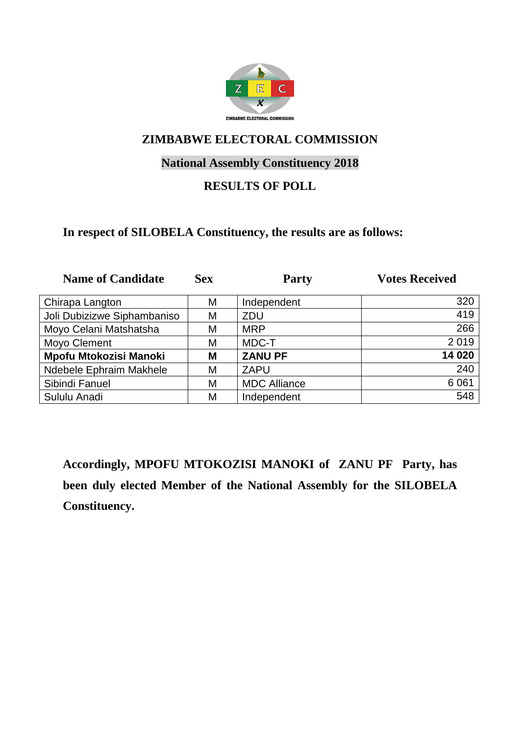ZIMBABWE ELECTORAL COMMISSION

# ZIMBABWE ELECTORAL COMMISSION

## National Assembly Constituency 2018

## RESULTS OF POLL

**In respect of SILOBELA Constituency, the results are as follows:**

| Name of Candidate | Sex | Party | Votes Received |
|---|---|---|---|
| Chirapa Langton | M | Independent | 320 |
| Joli Dubizizwe Siphambaniso | M | ZDU | 419 |
| Moyo Celani Matshatsha | M | MRP | 266 |
| Moyo Clement | M | MDC-T | 2 019 |
| **Mpofu Mtokozisi Manoki** | **M** | **ZANU PF** | **14 020** |
| Ndebele Ephraim Makhele | M | ZAPU | 240 |
| Sibindi Fanuel | M | MDC Alliance | 6 061 |
| Sululu Anadi | M | Independent | 548 |

**Accordingly, MPOFU MTOKOZISI MANOKI of ZANU PF Party, has been duly elected Member of the National Assembly for the SILOBELA Constituency.**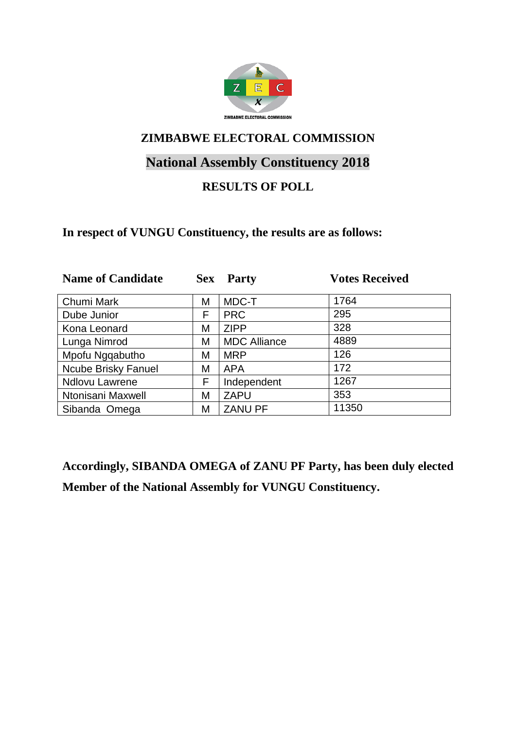ZIMBABWE ELECTORAL COMMISSION

# ZIMBABWE ELECTORAL COMMISSION

## National Assembly Constituency 2018

### RESULTS OF POLL

**In respect of VUNGU Constituency, the results are as follows:**

| Name of Candidate | Sex | Party | Votes Received |
|---|---|---|---|
| Chumi Mark | M | MDC-T | 1764 |
| Dube Junior | F | PRC | 295 |
| Kona Leonard | M | ZIPP | 328 |
| Lunga Nimrod | M | MDC Alliance | 4889 |
| Mpofu Ngqabutho | M | MRP | 126 |
| Ncube Brisky Fanuel | M | APA | 172 |
| Ndlovu Lawrene | F | Independent | 1267 |
| Ntonisani Maxwell | M | ZAPU | 353 |
| Sibanda Omega | M | ZANU PF | 11350 |

**Accordingly, SIBANDA OMEGA of ZANU PF Party, has been duly elected Member of the National Assembly for VUNGU Constituency.**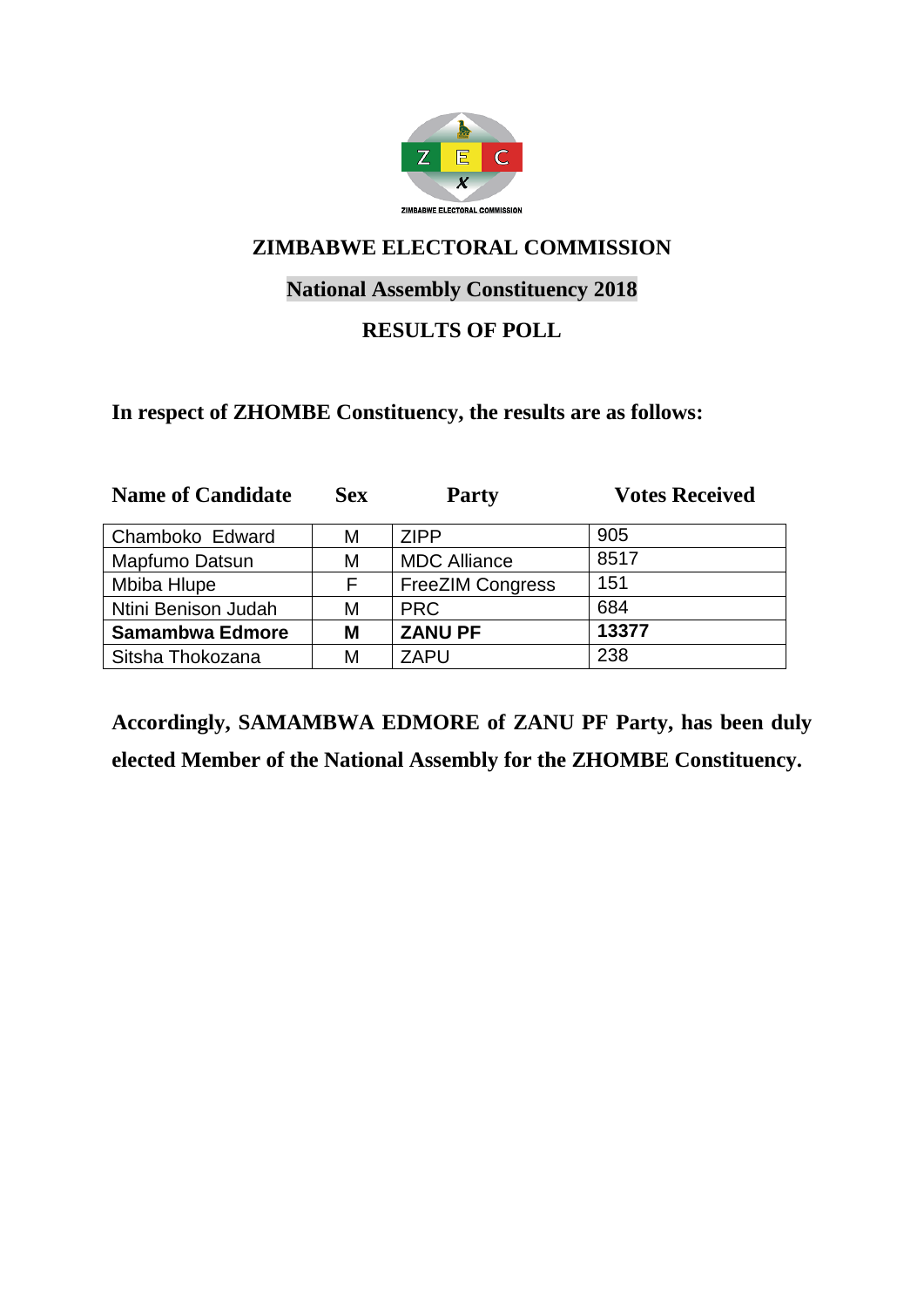# ZIMBABWE ELECTORAL COMMISSION

## National Assembly Constituency 2018

## RESULTS OF POLL

**In respect of ZHOMBE Constituency, the results are as follows:**

| Name of Candidate | Sex | Party | Votes Received |
|---|---|---|---|
| Chamboko Edward | M | ZIPP | 905 |
| Mapfumo Datsun | M | MDC Alliance | 8517 |
| Mbiba Hlupe | F | FreeZIM Congress | 151 |
| Ntini Benison Judah | M | PRC | 684 |
| **Samambwa Edmore** | **M** | **ZANU PF** | **13377** |
| Sitsha Thokozana | M | ZAPU | 238 |

**Accordingly, SAMAMBWA EDMORE of ZANU PF Party, has been duly elected Member of the National Assembly for the ZHOMBE Constituency.**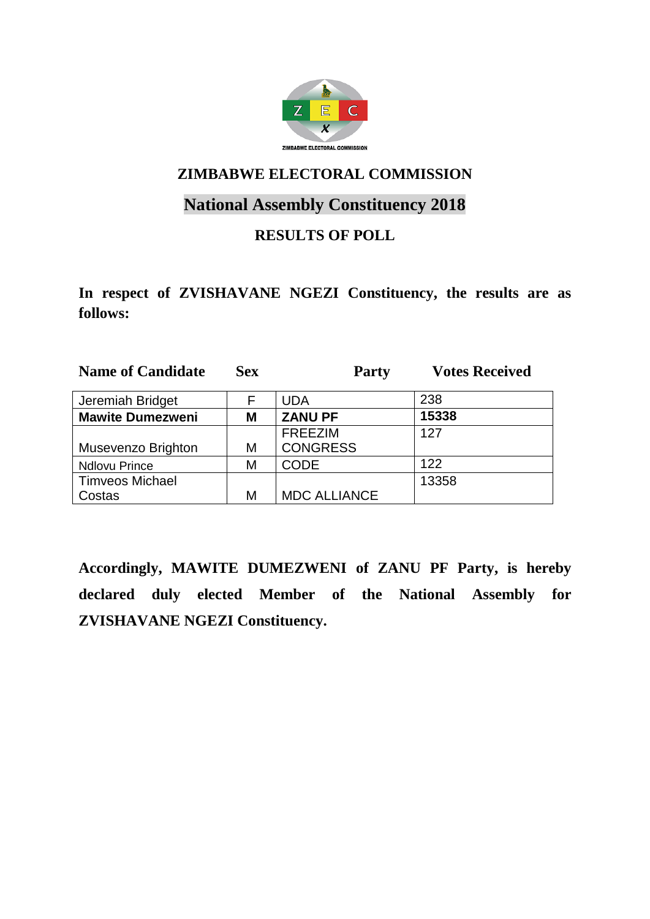ZIMBABWE ELECTORAL COMMISSION

# ZIMBABWE ELECTORAL COMMISSION

## National Assembly Constituency 2018

### RESULTS OF POLL

**In respect of ZVISHAVANE NGEZI Constituency, the results are as follows:**

| Name of Candidate | Sex | Party | Votes Received |
|---|---|---|---|
| Jeremiah Bridget | F | UDA | 238 |
| **Mawite Dumezweni** | **M** | **ZANU PF** | **15338** |
| Musevenzo Brighton | M | FREEZIM CONGRESS | 127 |
| Ndlovu Prince | M | CODE | 122 |
| Timveos Michael Costas | M | MDC ALLIANCE | 13358 |

**Accordingly, MAWITE DUMEZWENI of ZANU PF Party, is hereby declared duly elected Member of the National Assembly for ZVISHAVANE NGEZI Constituency.**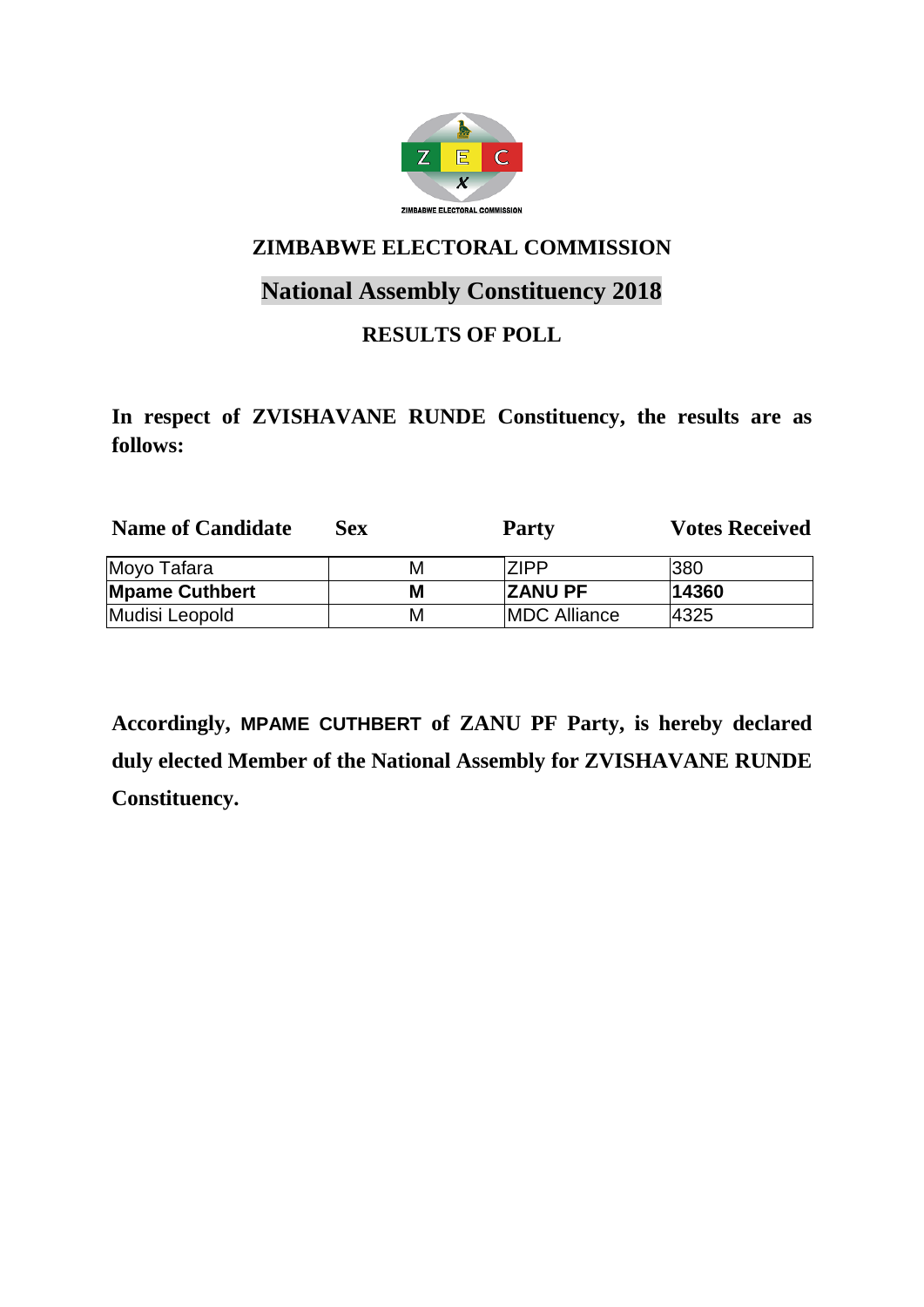ZIMBABWE ELECTORAL COMMISSION

# ZIMBABWE ELECTORAL COMMISSION

## National Assembly Constituency 2018

### RESULTS OF POLL

**In respect of ZVISHAVANE RUNDE Constituency, the results are as follows:**

| Name of Candidate | Sex | Party | Votes Received |
|---|---|---|---|
| Moyo Tafara | M | ZIPP | 380 |
| **Mpame Cuthbert** | **M** | **ZANU PF** | **14360** |
| Mudisi Leopold | M | MDC Alliance | 4325 |

**Accordingly, MPAME CUTHBERT of ZANU PF Party, is hereby declared duly elected Member of the National Assembly for ZVISHAVANE RUNDE Constituency.**